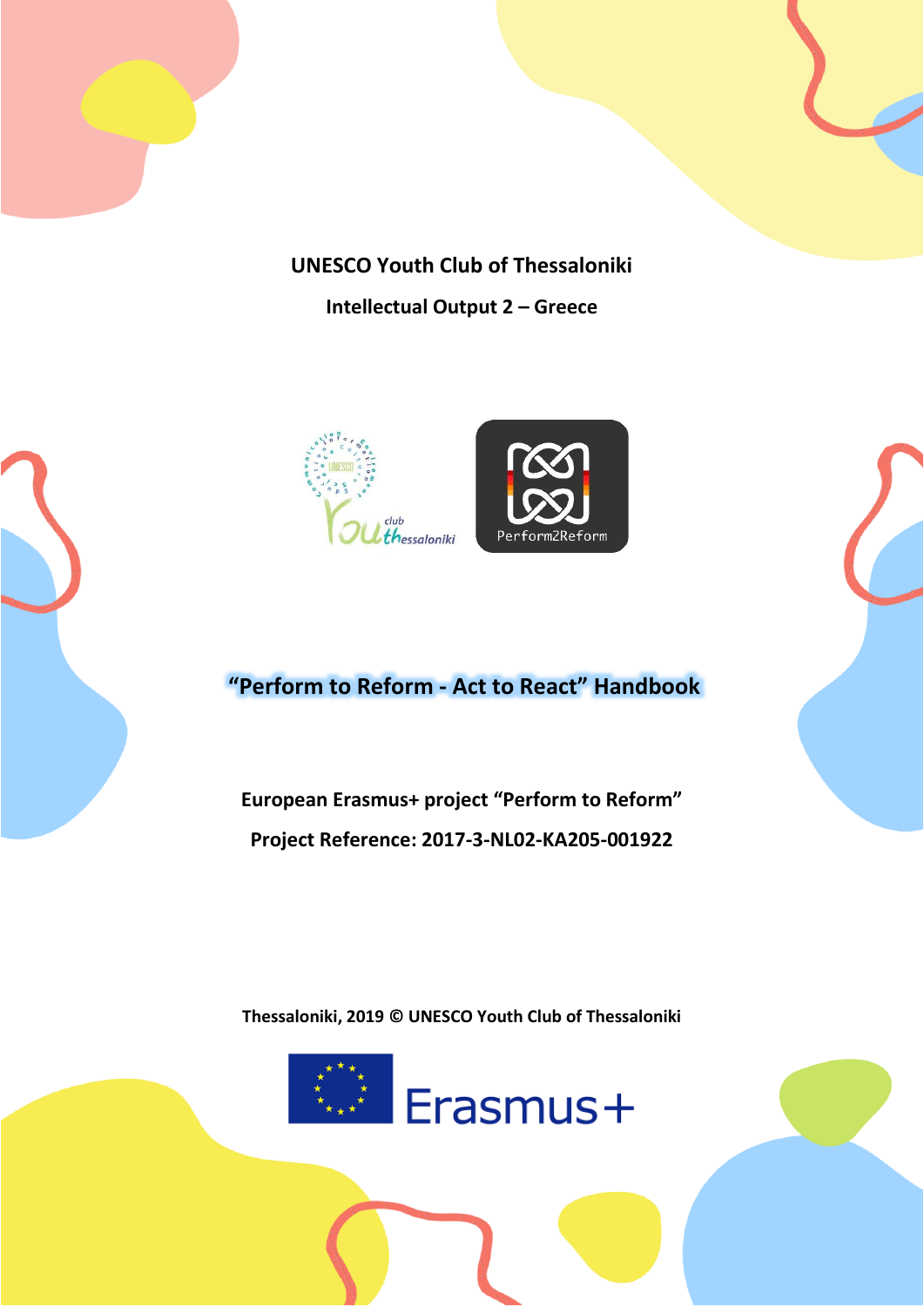**UNESCO Youth Club of Thessaloniki**

**Intellectual Output 2 – Greece**

# "Perform to Reform - Act to React" Handbook

**European Erasmus+ project "Perform to Reform"**

**Project Reference: 2017-3-NL02-KA205-001922**

**Thessaloniki, 2019 © UNESCO Youth Club of Thessaloniki**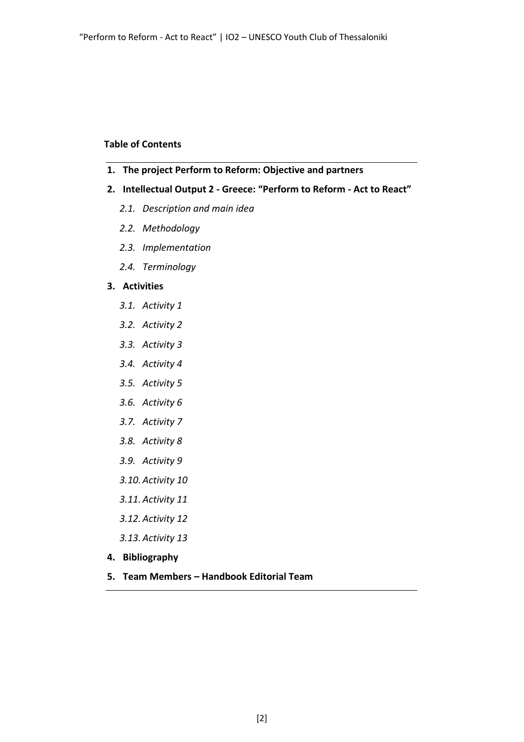**Table of Contents**

1. **The project Perform to Reform: Objective and partners**
2. **Intellectual Output 2 - Greece: "Perform to Reform - Act to React"**
   - *2.1. Description and main idea*
   - *2.2. Methodology*
   - *2.3. Implementation*
   - *2.4. Terminology*
3. **Activities**
   - *3.1. Activity 1*
   - *3.2. Activity 2*
   - *3.3. Activity 3*
   - *3.4. Activity 4*
   - *3.5. Activity 5*
   - *3.6. Activity 6*
   - *3.7. Activity 7*
   - *3.8. Activity 8*
   - *3.9. Activity 9*
   - *3.10. Activity 10*
   - *3.11. Activity 11*
   - *3.12. Activity 12*
   - *3.13. Activity 13*
4. **Bibliography**
5. **Team Members – Handbook Editorial Team**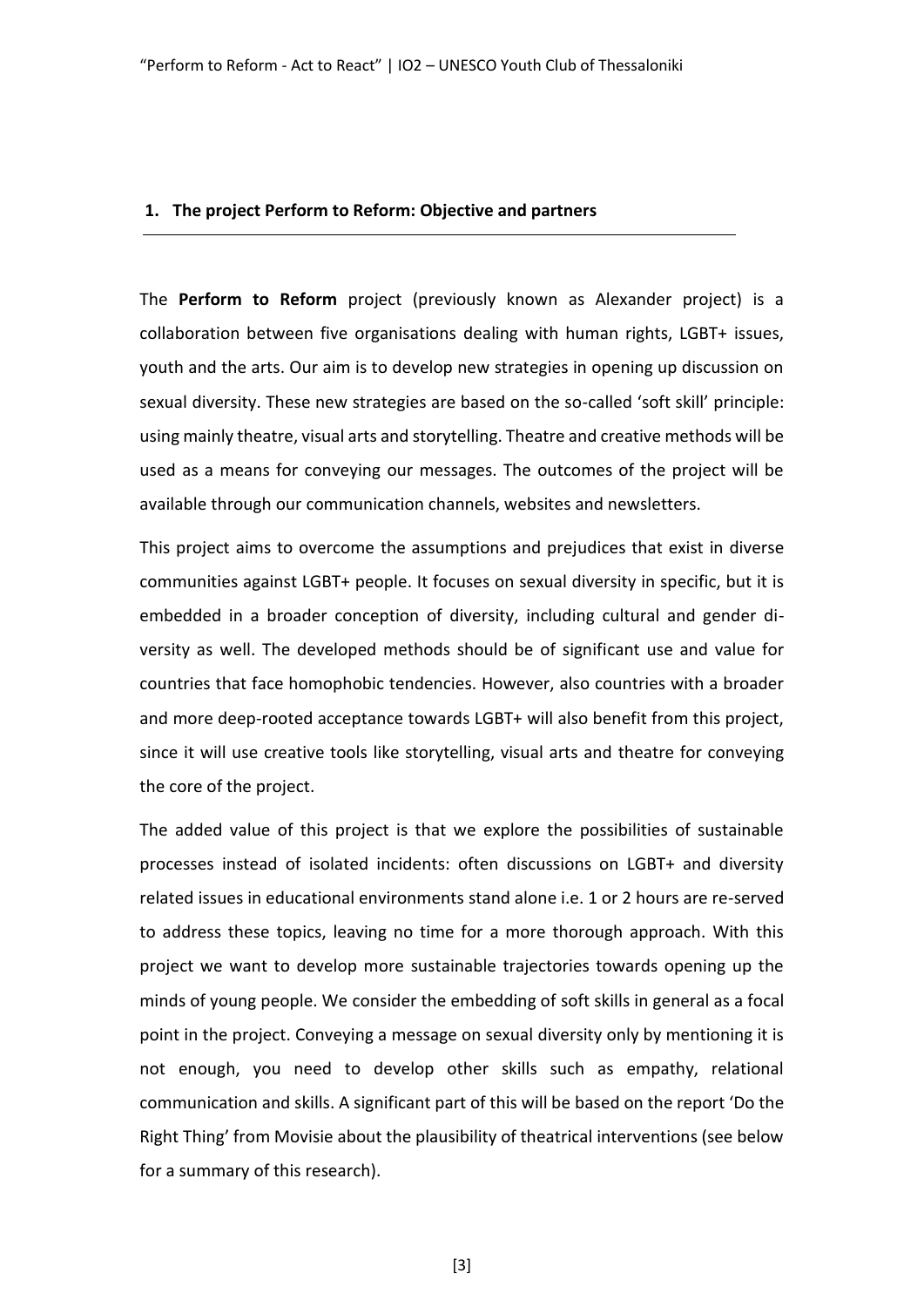## 1. The project Perform to Reform: Objective and partners

The **Perform to Reform** project (previously known as Alexander project) is a collaboration between five organisations dealing with human rights, LGBT+ issues, youth and the arts. Our aim is to develop new strategies in opening up discussion on sexual diversity. These new strategies are based on the so-called 'soft skill' principle: using mainly theatre, visual arts and storytelling. Theatre and creative methods will be used as a means for conveying our messages. The outcomes of the project will be available through our communication channels, websites and newsletters.

This project aims to overcome the assumptions and prejudices that exist in diverse communities against LGBT+ people. It focuses on sexual diversity in specific, but it is embedded in a broader conception of diversity, including cultural and gender diversity as well. The developed methods should be of significant use and value for countries that face homophobic tendencies. However, also countries with a broader and more deep-rooted acceptance towards LGBT+ will also benefit from this project, since it will use creative tools like storytelling, visual arts and theatre for conveying the core of the project.

The added value of this project is that we explore the possibilities of sustainable processes instead of isolated incidents: often discussions on LGBT+ and diversity related issues in educational environments stand alone i.e. 1 or 2 hours are re-served to address these topics, leaving no time for a more thorough approach. With this project we want to develop more sustainable trajectories towards opening up the minds of young people. We consider the embedding of soft skills in general as a focal point in the project. Conveying a message on sexual diversity only by mentioning it is not enough, you need to develop other skills such as empathy, relational communication and skills. A significant part of this will be based on the report 'Do the Right Thing' from Movisie about the plausibility of theatrical interventions (see below for a summary of this research).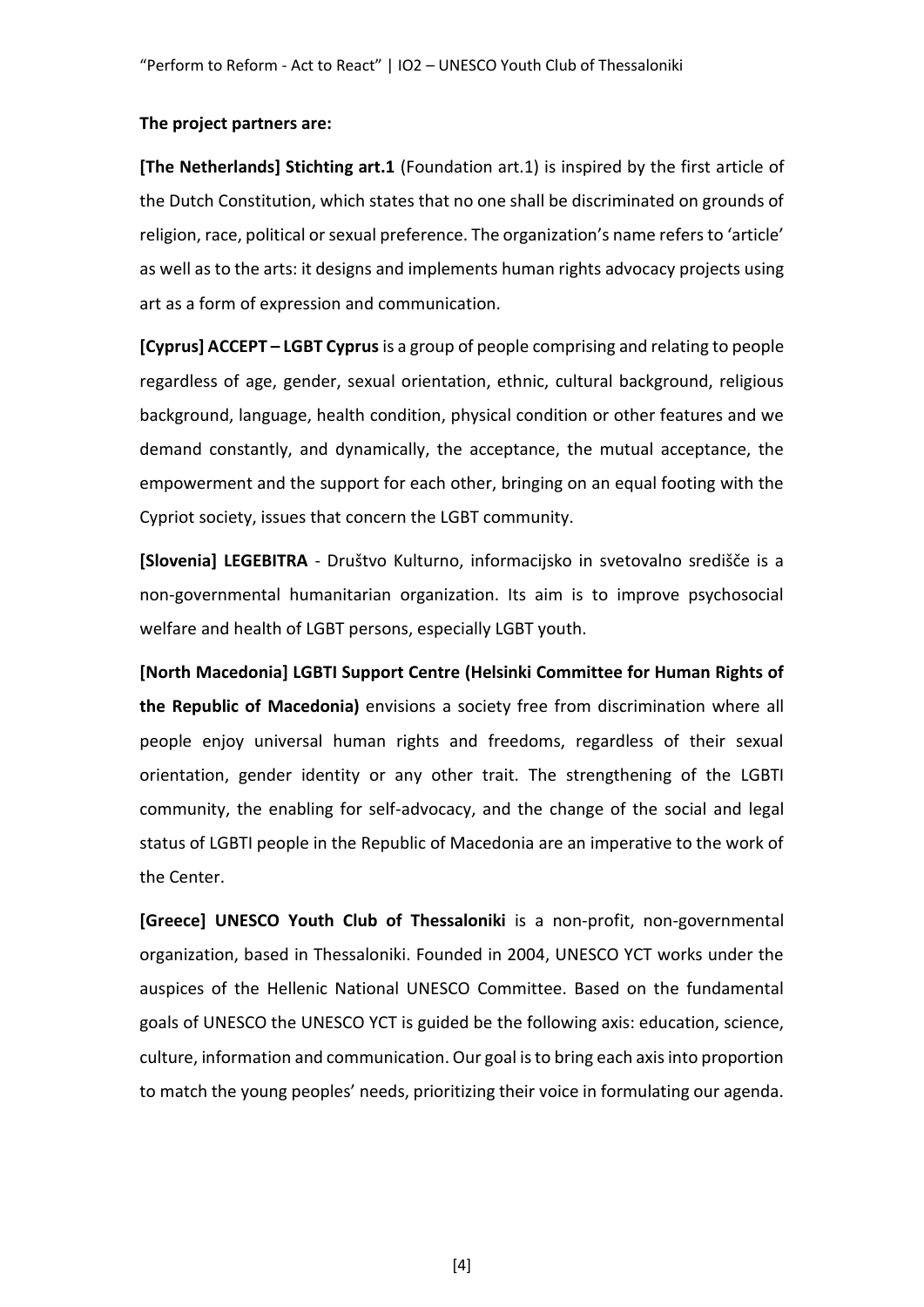**The project partners are:**

**[The Netherlands] Stichting art.1** (Foundation art.1) is inspired by the first article of the Dutch Constitution, which states that no one shall be discriminated on grounds of religion, race, political or sexual preference. The organization's name refers to 'article' as well as to the arts: it designs and implements human rights advocacy projects using art as a form of expression and communication.

**[Cyprus] ACCEPT – LGBT Cyprus** is a group of people comprising and relating to people regardless of age, gender, sexual orientation, ethnic, cultural background, religious background, language, health condition, physical condition or other features and we demand constantly, and dynamically, the acceptance, the mutual acceptance, the empowerment and the support for each other, bringing on an equal footing with the Cypriot society, issues that concern the LGBT community.

**[Slovenia] LEGEBITRA** - Društvo Kulturno, informacijsko in svetovalno središče is a non-governmental humanitarian organization. Its aim is to improve psychosocial welfare and health of LGBT persons, especially LGBT youth.

**[North Macedonia] LGBTI Support Centre (Helsinki Committee for Human Rights of the Republic of Macedonia)** envisions a society free from discrimination where all people enjoy universal human rights and freedoms, regardless of their sexual orientation, gender identity or any other trait. The strengthening of the LGBTI community, the enabling for self-advocacy, and the change of the social and legal status of LGBTI people in the Republic of Macedonia are an imperative to the work of the Center.

**[Greece] UNESCO Youth Club of Thessaloniki** is a non-profit, non-governmental organization, based in Thessaloniki. Founded in 2004, UNESCO YCT works under the auspices of the Hellenic National UNESCO Committee. Based on the fundamental goals of UNESCO the UNESCO YCT is guided be the following axis: education, science, culture, information and communication. Our goal is to bring each axis into proportion to match the young peoples' needs, prioritizing their voice in formulating our agenda.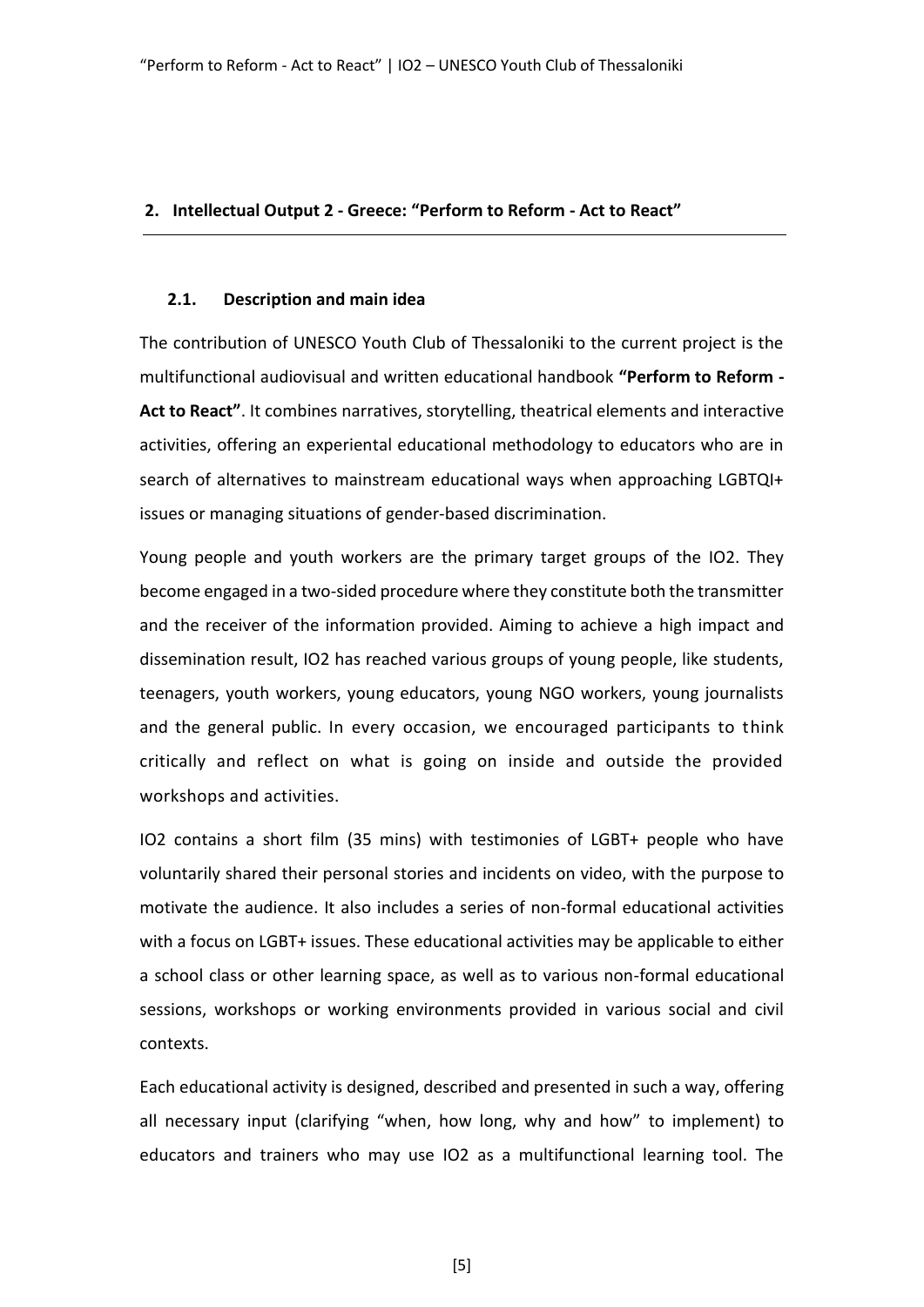## 2. Intellectual Output 2 - Greece: "Perform to Reform - Act to React"

### 2.1. Description and main idea

The contribution of UNESCO Youth Club of Thessaloniki to the current project is the multifunctional audiovisual and written educational handbook **"Perform to Reform - Act to React"**. It combines narratives, storytelling, theatrical elements and interactive activities, offering an experiental educational methodology to educators who are in search of alternatives to mainstream educational ways when approaching LGBTQI+ issues or managing situations of gender-based discrimination.

Young people and youth workers are the primary target groups of the IO2. They become engaged in a two-sided procedure where they constitute both the transmitter and the receiver of the information provided. Aiming to achieve a high impact and dissemination result, IO2 has reached various groups of young people, like students, teenagers, youth workers, young educators, young NGO workers, young journalists and the general public. In every occasion, we encouraged participants to think critically and reflect on what is going on inside and outside the provided workshops and activities.

IO2 contains a short film (35 mins) with testimonies of LGBT+ people who have voluntarily shared their personal stories and incidents on video, with the purpose to motivate the audience. It also includes a series of non-formal educational activities with a focus on LGBT+ issues. These educational activities may be applicable to either a school class or other learning space, as well as to various non-formal educational sessions, workshops or working environments provided in various social and civil contexts.

Each educational activity is designed, described and presented in such a way, offering all necessary input (clarifying "when, how long, why and how" to implement) to educators and trainers who may use IO2 as a multifunctional learning tool. The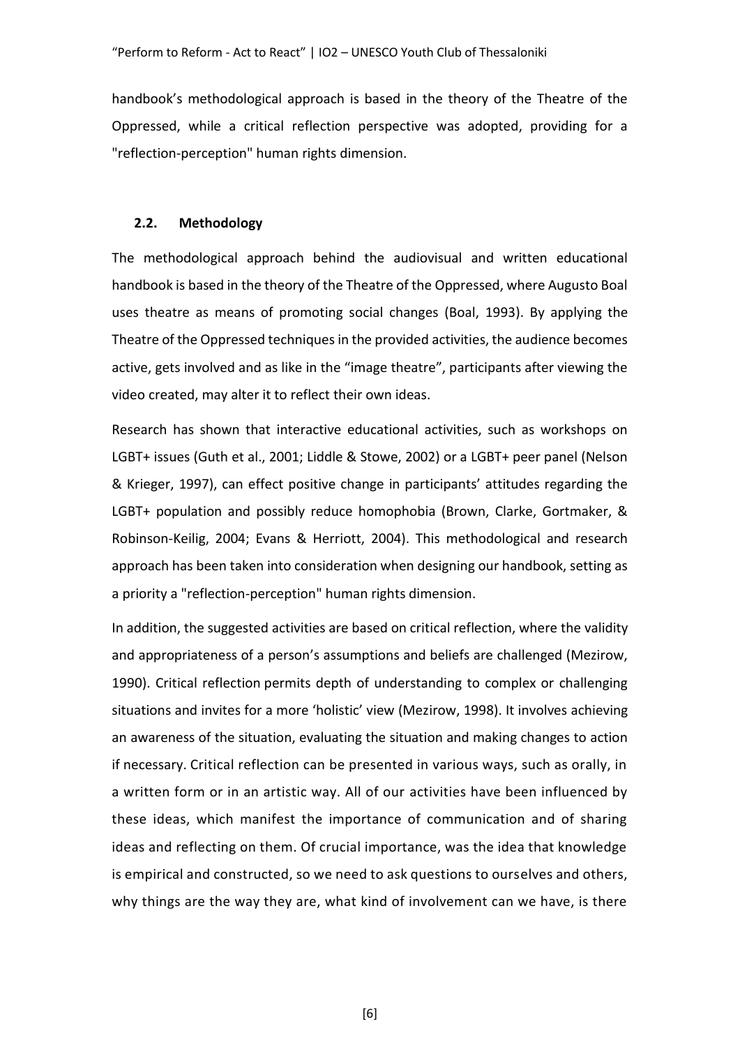handbook's methodological approach is based in the theory of the Theatre of the Oppressed, while a critical reflection perspective was adopted, providing for a "reflection-perception" human rights dimension.

### 2.2. Methodology

The methodological approach behind the audiovisual and written educational handbook is based in the theory of the Theatre of the Oppressed, where Augusto Boal uses theatre as means of promoting social changes (Boal, 1993). By applying the Theatre of the Oppressed techniques in the provided activities, the audience becomes active, gets involved and as like in the "image theatre", participants after viewing the video created, may alter it to reflect their own ideas.

Research has shown that interactive educational activities, such as workshops on LGBT+ issues (Guth et al., 2001; Liddle & Stowe, 2002) or a LGBT+ peer panel (Nelson & Krieger, 1997), can effect positive change in participants' attitudes regarding the LGBT+ population and possibly reduce homophobia (Brown, Clarke, Gortmaker, & Robinson-Keilig, 2004; Evans & Herriott, 2004). This methodological and research approach has been taken into consideration when designing our handbook, setting as a priority a "reflection-perception" human rights dimension.

In addition, the suggested activities are based on critical reflection, where the validity and appropriateness of a person's assumptions and beliefs are challenged (Mezirow, 1990). Critical reflection permits depth of understanding to complex or challenging situations and invites for a more 'holistic' view (Mezirow, 1998). It involves achieving an awareness of the situation, evaluating the situation and making changes to action if necessary. Critical reflection can be presented in various ways, such as orally, in a written form or in an artistic way. All of our activities have been influenced by these ideas, which manifest the importance of communication and of sharing ideas and reflecting on them. Of crucial importance, was the idea that knowledge is empirical and constructed, so we need to ask questions to ourselves and others, why things are the way they are, what kind of involvement can we have, is there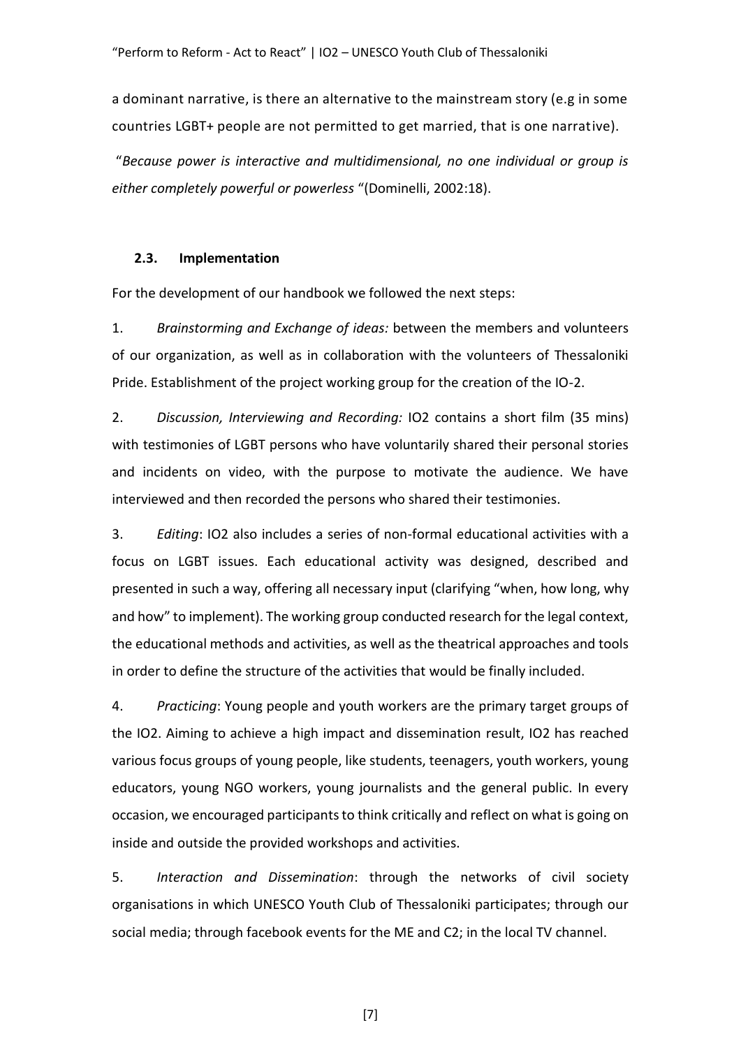a dominant narrative, is there an alternative to the mainstream story (e.g in some countries LGBT+ people are not permitted to get married, that is one narrative).

"*Because power is interactive and multidimensional, no one individual or group is either completely powerful or powerless* "(Dominelli, 2002:18).

### 2.3. Implementation

For the development of our handbook we followed the next steps:

1. *Brainstorming and Exchange of ideas:* between the members and volunteers of our organization, as well as in collaboration with the volunteers of Thessaloniki Pride. Establishment of the project working group for the creation of the IO-2.

2. *Discussion, Interviewing and Recording:* IO2 contains a short film (35 mins) with testimonies of LGBT persons who have voluntarily shared their personal stories and incidents on video, with the purpose to motivate the audience. We have interviewed and then recorded the persons who shared their testimonies.

3. *Editing*: IO2 also includes a series of non-formal educational activities with a focus on LGBT issues. Each educational activity was designed, described and presented in such a way, offering all necessary input (clarifying "when, how long, why and how" to implement). The working group conducted research for the legal context, the educational methods and activities, as well as the theatrical approaches and tools in order to define the structure of the activities that would be finally included.

4. *Practicing*: Young people and youth workers are the primary target groups of the IO2. Aiming to achieve a high impact and dissemination result, IO2 has reached various focus groups of young people, like students, teenagers, youth workers, young educators, young NGO workers, young journalists and the general public. In every occasion, we encouraged participants to think critically and reflect on what is going on inside and outside the provided workshops and activities.

5. *Interaction and Dissemination*: through the networks of civil society organisations in which UNESCO Youth Club of Thessaloniki participates; through our social media; through facebook events for the ME and C2; in the local TV channel.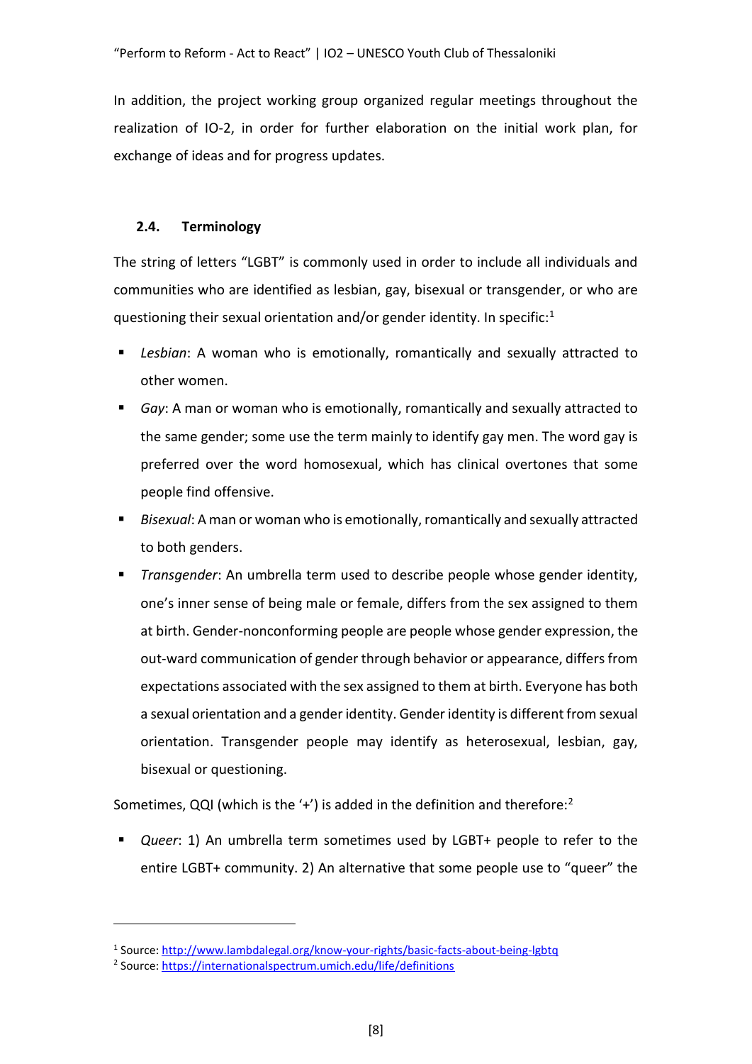In addition, the project working group organized regular meetings throughout the realization of IO-2, in order for further elaboration on the initial work plan, for exchange of ideas and for progress updates.

### 2.4. Terminology

The string of letters "LGBT" is commonly used in order to include all individuals and communities who are identified as lesbian, gay, bisexual or transgender, or who are questioning their sexual orientation and/or gender identity. In specific:[1]

- *Lesbian*: A woman who is emotionally, romantically and sexually attracted to other women.
- *Gay*: A man or woman who is emotionally, romantically and sexually attracted to the same gender; some use the term mainly to identify gay men. The word gay is preferred over the word homosexual, which has clinical overtones that some people find offensive.
- *Bisexual*: A man or woman who is emotionally, romantically and sexually attracted to both genders.
- *Transgender*: An umbrella term used to describe people whose gender identity, one's inner sense of being male or female, differs from the sex assigned to them at birth. Gender-nonconforming people are people whose gender expression, the out-ward communication of gender through behavior or appearance, differs from expectations associated with the sex assigned to them at birth. Everyone has both a sexual orientation and a gender identity. Gender identity is different from sexual orientation. Transgender people may identify as heterosexual, lesbian, gay, bisexual or questioning.

Sometimes, QQI (which is the '+') is added in the definition and therefore:[2]

- *Queer*: 1) An umbrella term sometimes used by LGBT+ people to refer to the entire LGBT+ community. 2) An alternative that some people use to "queer" the

---

[1] Source: http://www.lambdalegal.org/know-your-rights/basic-facts-about-being-lgbtq

[2] Source: https://internationalspectrum.umich.edu/life/definitions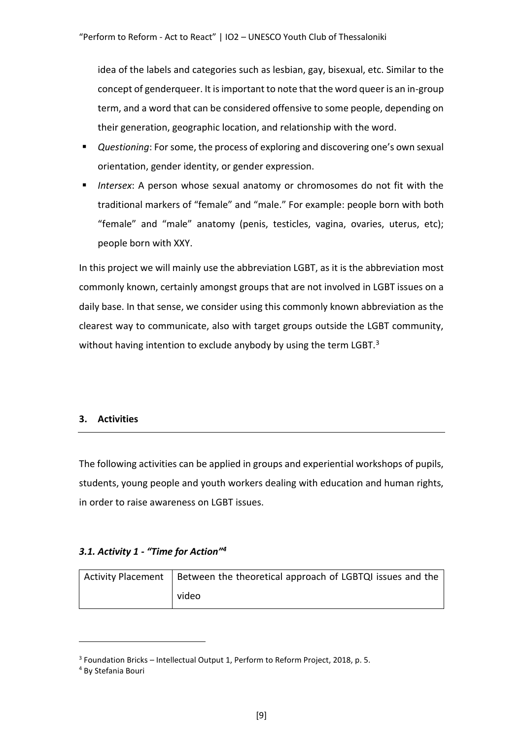idea of the labels and categories such as lesbian, gay, bisexual, etc. Similar to the concept of genderqueer. It is important to note that the word queer is an in-group term, and a word that can be considered offensive to some people, depending on their generation, geographic location, and relationship with the word.

- *Questioning*: For some, the process of exploring and discovering one's own sexual orientation, gender identity, or gender expression.
- *Intersex*: A person whose sexual anatomy or chromosomes do not fit with the traditional markers of "female" and "male." For example: people born with both "female" and "male" anatomy (penis, testicles, vagina, ovaries, uterus, etc); people born with XXY.

In this project we will mainly use the abbreviation LGBT, as it is the abbreviation most commonly known, certainly amongst groups that are not involved in LGBT issues on a daily base. In that sense, we consider using this commonly known abbreviation as the clearest way to communicate, also with target groups outside the LGBT community, without having intention to exclude anybody by using the term LGBT.[3]

## 3. Activities

The following activities can be applied in groups and experiential workshops of pupils, students, young people and youth workers dealing with education and human rights, in order to raise awareness on LGBT issues.

### *3.1. Activity 1 - "Time for Action"[4]*

| Activity Placement | Between the theoretical approach of LGBTQI issues and the video |
|---|---|

[3] Foundation Bricks – Intellectual Output 1, Perform to Reform Project, 2018, p. 5.

[4] By Stefania Bouri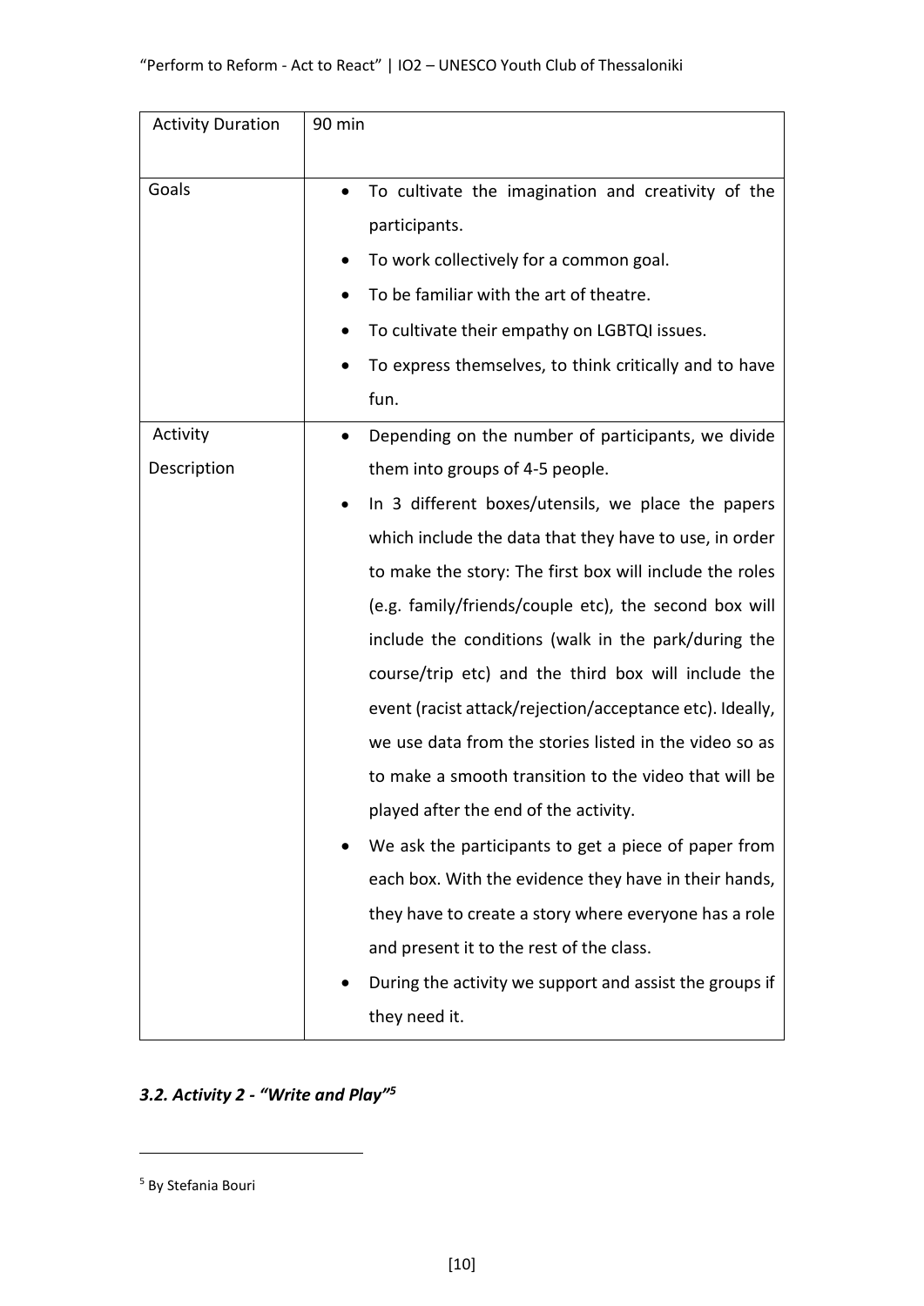| Activity Duration | 90 min |
| --- | --- |
| Goals | • To cultivate the imagination and creativity of the participants.<br>• To work collectively for a common goal.<br>• To be familiar with the art of theatre.<br>• To cultivate their empathy on LGBTQI issues.<br>• To express themselves, to think critically and to have fun. |
| Activity Description | • Depending on the number of participants, we divide them into groups of 4-5 people.<br>• In 3 different boxes/utensils, we place the papers which include the data that they have to use, in order to make the story: The first box will include the roles (e.g. family/friends/couple etc), the second box will include the conditions (walk in the park/during the course/trip etc) and the third box will include the event (racist attack/rejection/acceptance etc). Ideally, we use data from the stories listed in the video so as to make a smooth transition to the video that will be played after the end of the activity.<br>• We ask the participants to get a piece of paper from each box. With the evidence they have in their hands, they have to create a story where everyone has a role and present it to the rest of the class.<br>• During the activity we support and assist the groups if they need it. |

### *3.2. Activity 2 - "Write and Play"*[5]

[5] By Stefania Bouri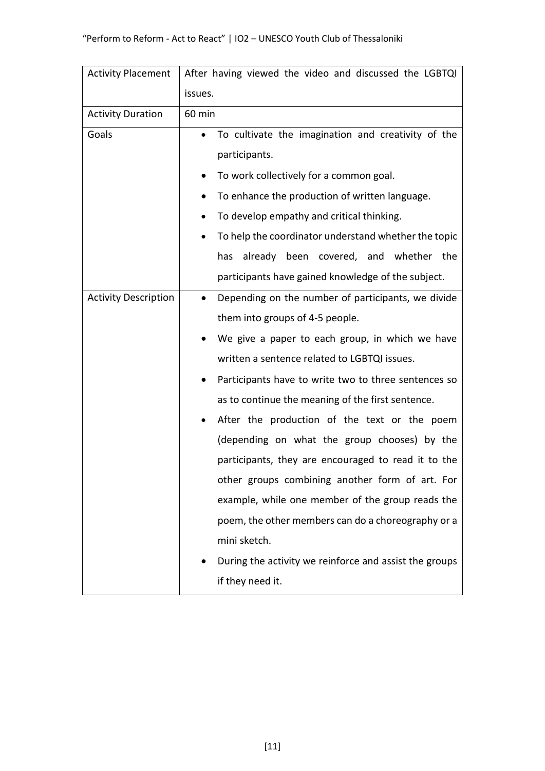| Activity Placement | After having viewed the video and discussed the LGBTQI issues. |
|---|---|
| Activity Duration | 60 min |
| Goals | • To cultivate the imagination and creativity of the participants.<br>• To work collectively for a common goal.<br>• To enhance the production of written language.<br>• To develop empathy and critical thinking.<br>• To help the coordinator understand whether the topic has already been covered, and whether the participants have gained knowledge of the subject. |
| Activity Description | • Depending on the number of participants, we divide them into groups of 4-5 people.<br>• We give a paper to each group, in which we have written a sentence related to LGBTQI issues.<br>• Participants have to write two to three sentences so as to continue the meaning of the first sentence.<br>• After the production of the text or the poem (depending on what the group chooses) by the participants, they are encouraged to read it to the other groups combining another form of art. For example, while one member of the group reads the poem, the other members can do a choreography or a mini sketch.<br>• During the activity we reinforce and assist the groups if they need it. |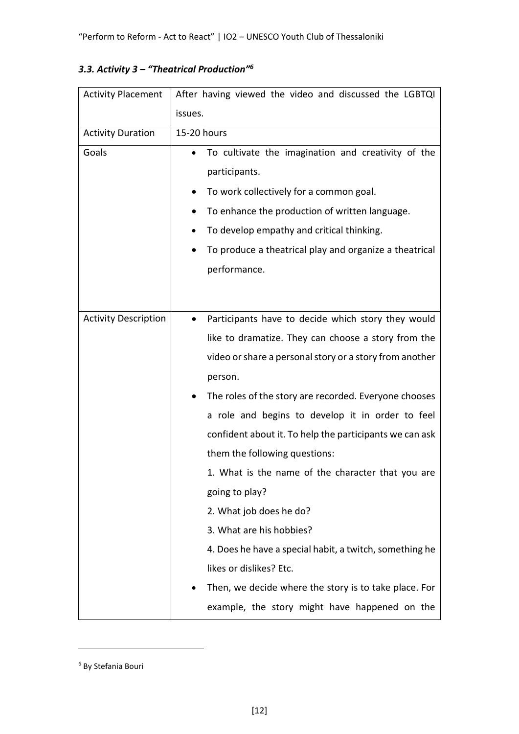### *3.3. Activity 3 – "Theatrical Production"*[6]

| Activity Placement | After having viewed the video and discussed the LGBTQI issues. |
|---|---|
| Activity Duration | 15-20 hours |
| Goals | • To cultivate the imagination and creativity of the participants.<br>• To work collectively for a common goal.<br>• To enhance the production of written language.<br>• To develop empathy and critical thinking.<br>• To produce a theatrical play and organize a theatrical performance. |
| Activity Description | • Participants have to decide which story they would like to dramatize. They can choose a story from the video or share a personal story or a story from another person.<br>• The roles of the story are recorded. Everyone chooses a role and begins to develop it in order to feel confident about it. To help the participants we can ask them the following questions:<br>1. What is the name of the character that you are going to play?<br>2. What job does he do?<br>3. What are his hobbies?<br>4. Does he have a special habit, a twitch, something he likes or dislikes? Etc.<br>• Then, we decide where the story is to take place. For example, the story might have happened on the |

[6] By Stefania Bouri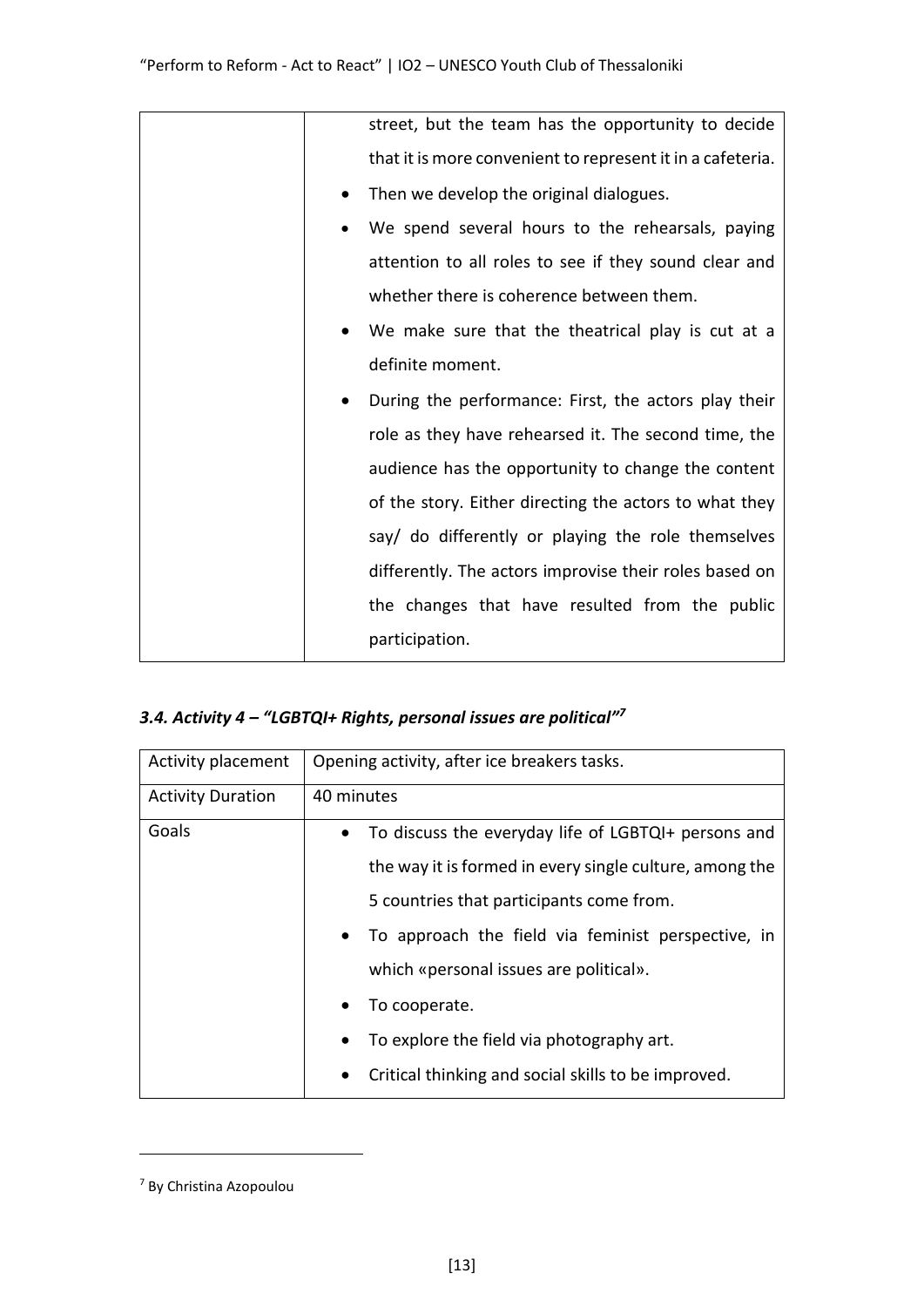| | |
|---|---|
| | street, but the team has the opportunity to decide that it is more convenient to represent it in a cafeteria.<br>• Then we develop the original dialogues.<br>• We spend several hours to the rehearsals, paying attention to all roles to see if they sound clear and whether there is coherence between them.<br>• We make sure that the theatrical play is cut at a definite moment.<br>• During the performance: First, the actors play their role as they have rehearsed it. The second time, the audience has the opportunity to change the content of the story. Either directing the actors to what they say/ do differently or playing the role themselves differently. The actors improvise their roles based on the changes that have resulted from the public participation. |

### *3.4. Activity 4 – "LGBTQI+ Rights, personal issues are political"*[7]

| Activity placement | Opening activity, after ice breakers tasks. |
|---|---|
| Activity Duration | 40 minutes |
| Goals | • To discuss the everyday life of LGBTQI+ persons and the way it is formed in every single culture, among the 5 countries that participants come from.<br>• To approach the field via feminist perspective, in which «personal issues are political».<br>• To cooperate.<br>• To explore the field via photography art.<br>• Critical thinking and social skills to be improved. |

[7] By Christina Azopoulou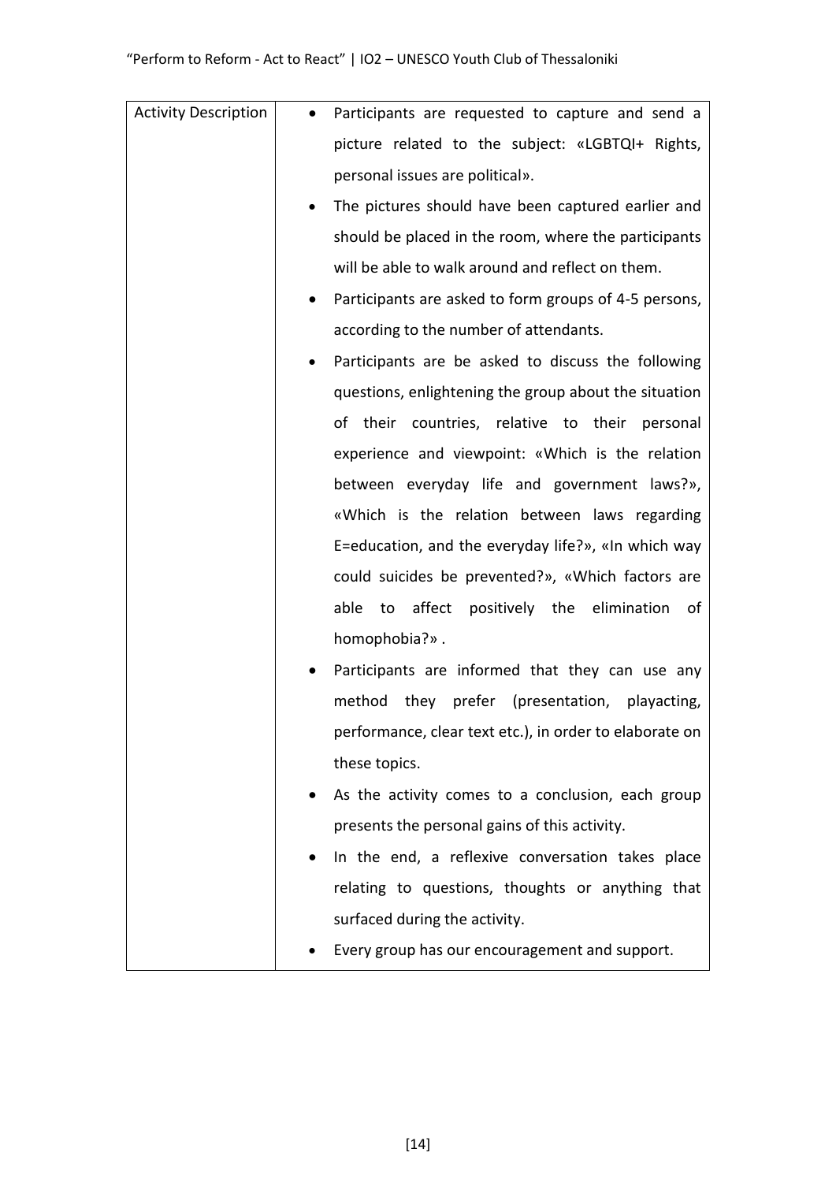| Activity Description | • Participants are requested to capture and send a picture related to the subject: «LGBTQI+ Rights, personal issues are political».<br>• The pictures should have been captured earlier and should be placed in the room, where the participants will be able to walk around and reflect on them.<br>• Participants are asked to form groups of 4-5 persons, according to the number of attendants.<br>• Participants are be asked to discuss the following questions, enlightening the group about the situation of their countries, relative to their personal experience and viewpoint: «Which is the relation between everyday life and government laws?», «Which is the relation between laws regarding E=education, and the everyday life?», «In which way could suicides be prevented?», «Which factors are able to affect positively the elimination of homophobia?» .<br>• Participants are informed that they can use any method they prefer (presentation, playacting, performance, clear text etc.), in order to elaborate on these topics.<br>• As the activity comes to a conclusion, each group presents the personal gains of this activity.<br>• In the end, a reflexive conversation takes place relating to questions, thoughts or anything that surfaced during the activity.<br>• Every group has our encouragement and support. |
|---|---|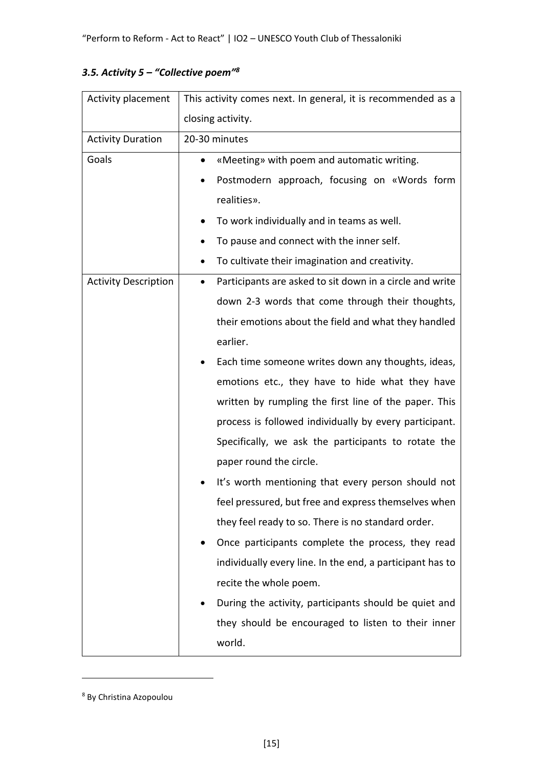### *3.5. Activity 5 – "Collective poem"[8]*

| Activity placement | This activity comes next. In general, it is recommended as a closing activity. |
|---|---|
| Activity Duration | 20-30 minutes |
| Goals | • «Meeting» with poem and automatic writing.<br>• Postmodern approach, focusing on «Words form realities».<br>• To work individually and in teams as well.<br>• To pause and connect with the inner self.<br>• To cultivate their imagination and creativity. |
| Activity Description | • Participants are asked to sit down in a circle and write down 2-3 words that come through their thoughts, their emotions about the field and what they handled earlier.<br>• Each time someone writes down any thoughts, ideas, emotions etc., they have to hide what they have written by rumpling the first line of the paper. This process is followed individually by every participant. Specifically, we ask the participants to rotate the paper round the circle.<br>• It's worth mentioning that every person should not feel pressured, but free and express themselves when they feel ready to so. There is no standard order.<br>• Once participants complete the process, they read individually every line. In the end, a participant has to recite the whole poem.<br>• During the activity, participants should be quiet and they should be encouraged to listen to their inner world. |

[8] By Christina Azopoulou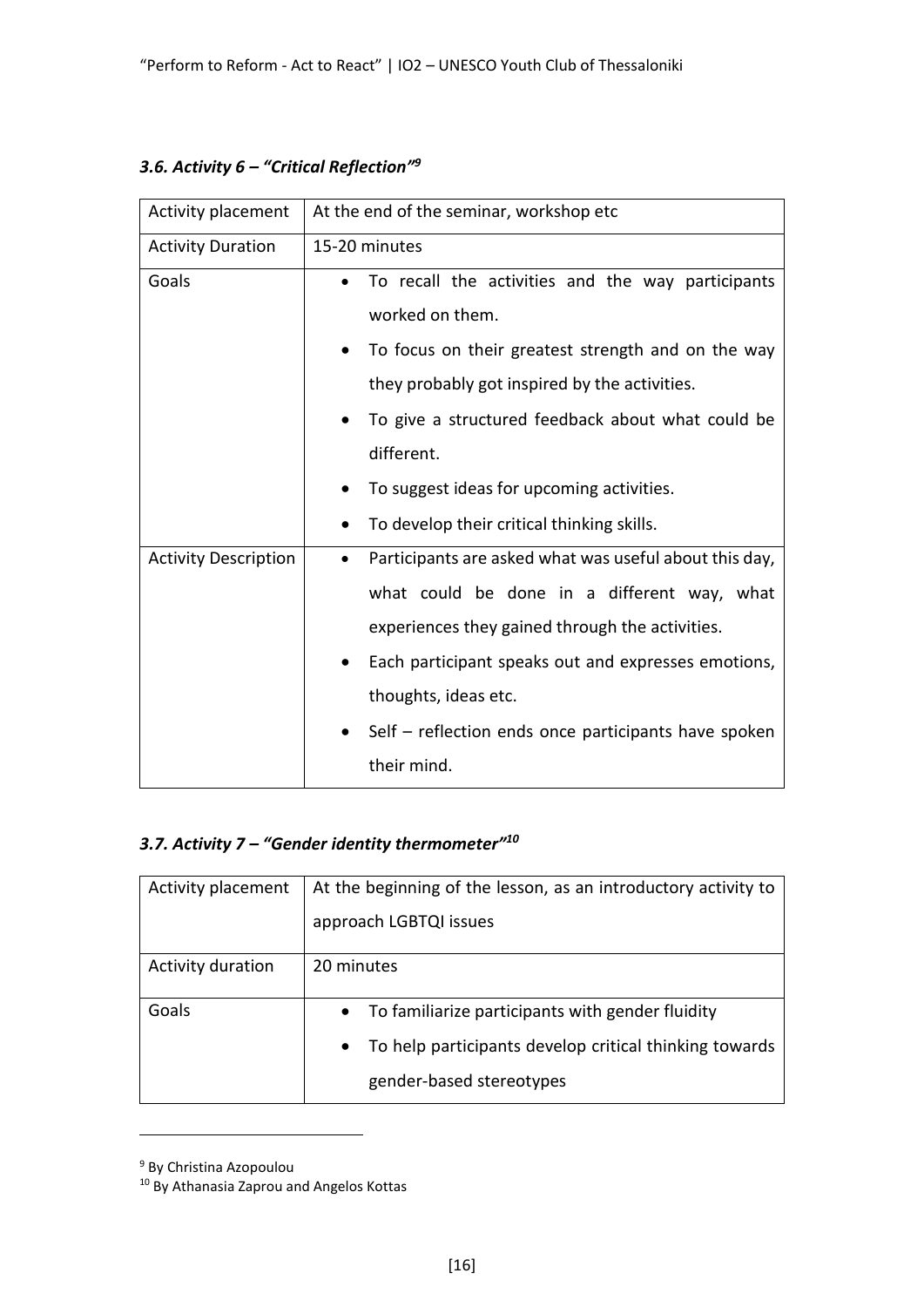### *3.6. Activity 6 – "Critical Reflection"*[9]

| Activity placement | At the end of the seminar, workshop etc |
|---|---|
| Activity Duration | 15-20 minutes |
| Goals | • To recall the activities and the way participants worked on them.<br>• To focus on their greatest strength and on the way they probably got inspired by the activities.<br>• To give a structured feedback about what could be different.<br>• To suggest ideas for upcoming activities.<br>• To develop their critical thinking skills. |
| Activity Description | • Participants are asked what was useful about this day, what could be done in a different way, what experiences they gained through the activities.<br>• Each participant speaks out and expresses emotions, thoughts, ideas etc.<br>• Self – reflection ends once participants have spoken their mind. |

### *3.7. Activity 7 – "Gender identity thermometer"*[10]

| Activity placement | At the beginning of the lesson, as an introductory activity to approach LGBTQI issues |
|---|---|
| Activity duration | 20 minutes |
| Goals | • To familiarize participants with gender fluidity<br>• To help participants develop critical thinking towards gender-based stereotypes |

[9] By Christina Azopoulou

[10] By Athanasia Zaprou and Angelos Kottas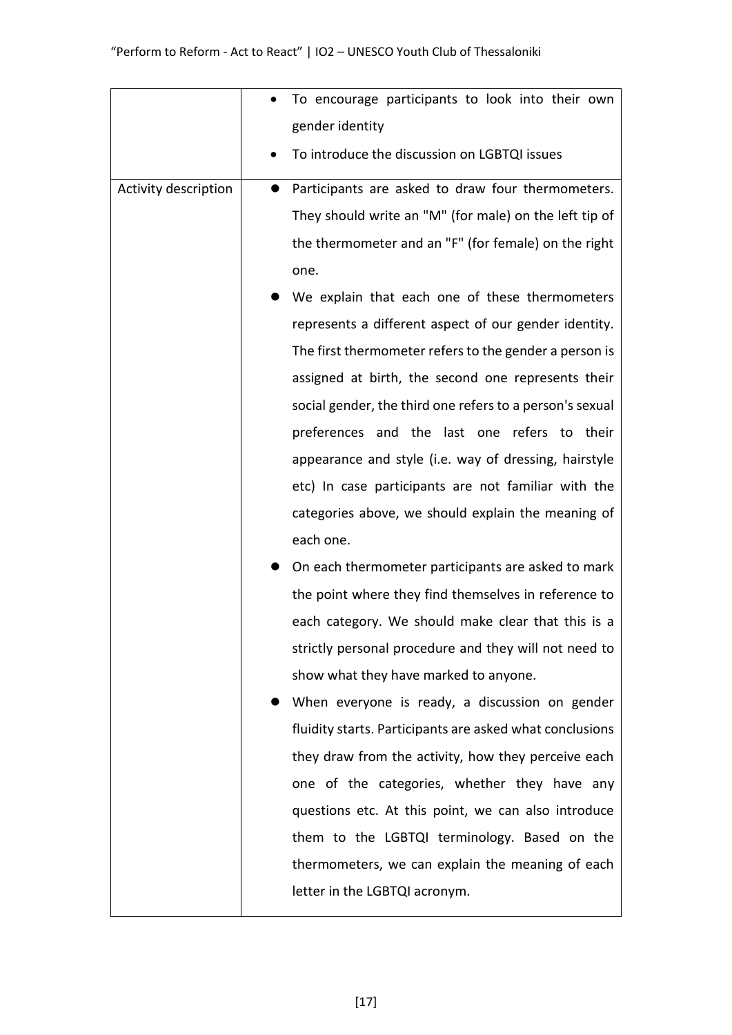| | |
|---|---|
| | • To encourage participants to look into their own gender identity<br>• To introduce the discussion on LGBTQI issues |
| Activity description | • Participants are asked to draw four thermometers. They should write an "M" (for male) on the left tip of the thermometer and an "F" (for female) on the right one.<br>• We explain that each one of these thermometers represents a different aspect of our gender identity. The first thermometer refers to the gender a person is assigned at birth, the second one represents their social gender, the third one refers to a person's sexual preferences and the last one refers to their appearance and style (i.e. way of dressing, hairstyle etc) In case participants are not familiar with the categories above, we should explain the meaning of each one.<br>• On each thermometer participants are asked to mark the point where they find themselves in reference to each category. We should make clear that this is a strictly personal procedure and they will not need to show what they have marked to anyone.<br>• When everyone is ready, a discussion on gender fluidity starts. Participants are asked what conclusions they draw from the activity, how they perceive each one of the categories, whether they have any questions etc. At this point, we can also introduce them to the LGBTQI terminology. Based on the thermometers, we can explain the meaning of each letter in the LGBTQI acronym. |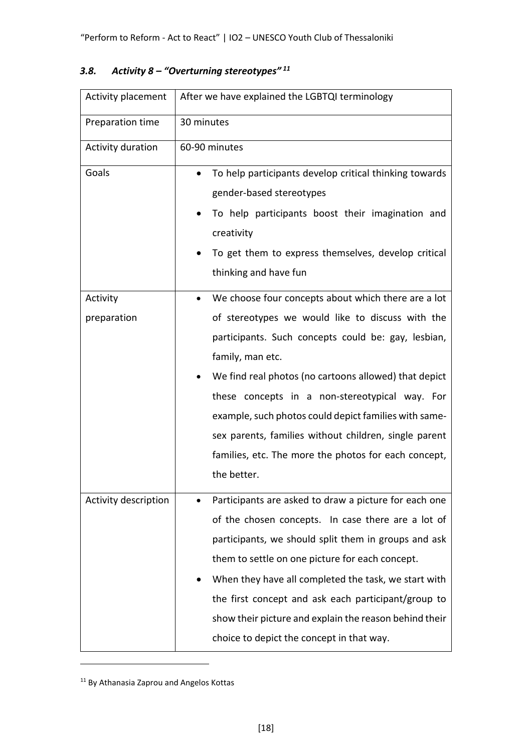### 3.8. *Activity 8 – "Overturning stereotypes"* [11]

| | |
|---|---|
| Activity placement | After we have explained the LGBTQI terminology |
| Preparation time | 30 minutes |
| Activity duration | 60-90 minutes |
| Goals | • To help participants develop critical thinking towards gender-based stereotypes<br>• To help participants boost their imagination and creativity<br>• To get them to express themselves, develop critical thinking and have fun |
| Activity preparation | • We choose four concepts about which there are a lot of stereotypes we would like to discuss with the participants. Such concepts could be: gay, lesbian, family, man etc.<br>• We find real photos (no cartoons allowed) that depict these concepts in a non-stereotypical way. For example, such photos could depict families with same-sex parents, families without children, single parent families, etc. The more the photos for each concept, the better. |
| Activity description | • Participants are asked to draw a picture for each one of the chosen concepts. In case there are a lot of participants, we should split them in groups and ask them to settle on one picture for each concept.<br>• When they have all completed the task, we start with the first concept and ask each participant/group to show their picture and explain the reason behind their choice to depict the concept in that way. |

[11] By Athanasia Zaprou and Angelos Kottas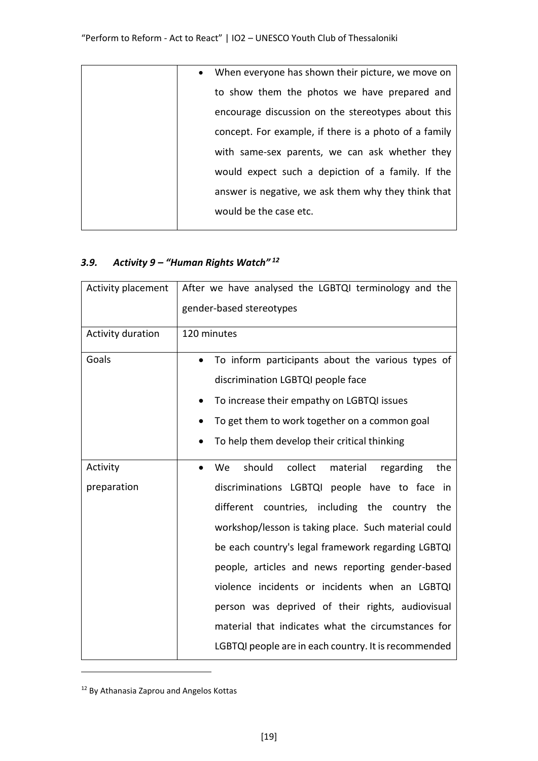| | • When everyone has shown their picture, we move on to show them the photos we have prepared and encourage discussion on the stereotypes about this concept. For example, if there is a photo of a family with same-sex parents, we can ask whether they would expect such a depiction of a family. If the answer is negative, we ask them why they think that would be the case etc. |
|---|---|

### *3.9. Activity 9 – "Human Rights Watch"*[12]

| Activity placement | After we have analysed the LGBTQI terminology and the gender-based stereotypes |
|---|---|
| Activity duration | 120 minutes |
| Goals | • To inform participants about the various types of discrimination LGBTQI people face<br>• To increase their empathy on LGBTQI issues<br>• To get them to work together on a common goal<br>• To help them develop their critical thinking |
| Activity preparation | • We should collect material regarding the discriminations LGBTQI people have to face in different countries, including the country the workshop/lesson is taking place. Such material could be each country's legal framework regarding LGBTQI people, articles and news reporting gender-based violence incidents or incidents when an LGBTQI person was deprived of their rights, audiovisual material that indicates what the circumstances for LGBTQI people are in each country. It is recommended |

[12] By Athanasia Zaprou and Angelos Kottas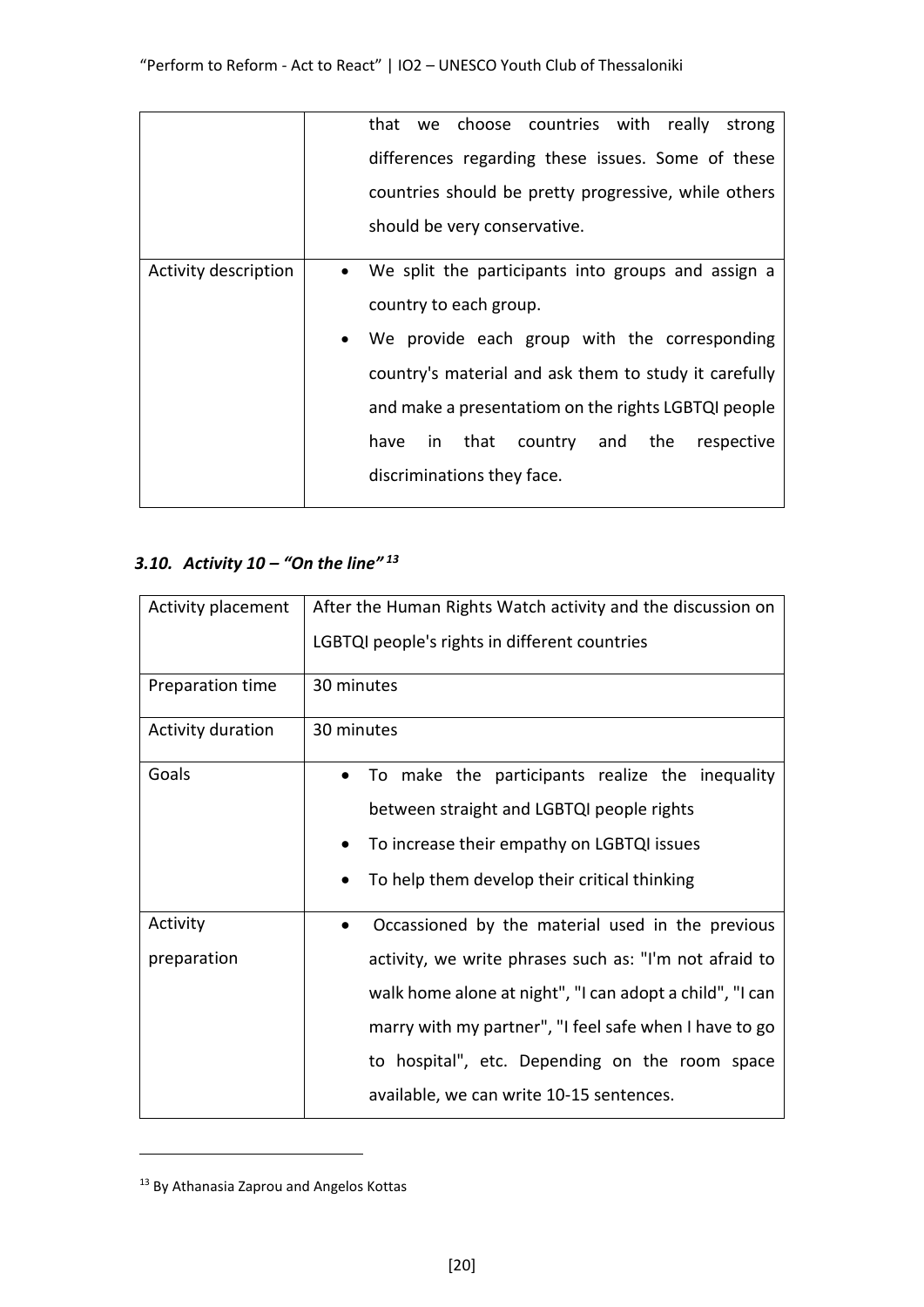| | that we choose countries with really strong differences regarding these issues. Some of these countries should be pretty progressive, while others should be very conservative. |
|---|---|
| Activity description | • We split the participants into groups and assign a country to each group.<br>• We provide each group with the corresponding country's material and ask them to study it carefully and make a presentatiom on the rights LGBTQI people have in that country and the respective discriminations they face. |

### *3.10. Activity 10 – "On the line"* [13]

| Activity placement | After the Human Rights Watch activity and the discussion on LGBTQI people's rights in different countries |
|---|---|
| Preparation time | 30 minutes |
| Activity duration | 30 minutes |
| Goals | • To make the participants realize the inequality between straight and LGBTQI people rights<br>• To increase their empathy on LGBTQI issues<br>• To help them develop their critical thinking |
| Activity preparation | • Occassioned by the material used in the previous activity, we write phrases such as: "I'm not afraid to walk home alone at night", "I can adopt a child", "I can marry with my partner", "I feel safe when I have to go to hospital", etc. Depending on the room space available, we can write 10-15 sentences. |

[13] By Athanasia Zaprou and Angelos Kottas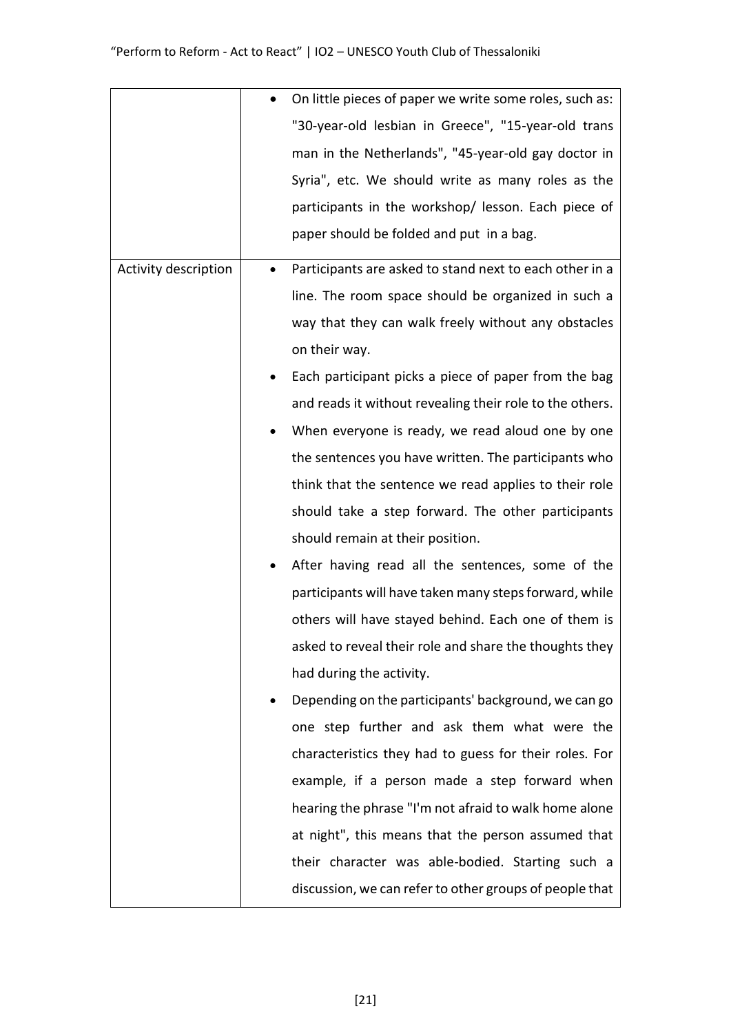| | |
|---|---|
| | • On little pieces of paper we write some roles, such as: "30-year-old lesbian in Greece", "15-year-old trans man in the Netherlands", "45-year-old gay doctor in Syria", etc. We should write as many roles as the participants in the workshop/ lesson. Each piece of paper should be folded and put in a bag. |
| Activity description | • Participants are asked to stand next to each other in a line. The room space should be organized in such a way that they can walk freely without any obstacles on their way.<br>• Each participant picks a piece of paper from the bag and reads it without revealing their role to the others.<br>• When everyone is ready, we read aloud one by one the sentences you have written. The participants who think that the sentence we read applies to their role should take a step forward. The other participants should remain at their position.<br>• After having read all the sentences, some of the participants will have taken many steps forward, while others will have stayed behind. Each one of them is asked to reveal their role and share the thoughts they had during the activity.<br>• Depending on the participants' background, we can go one step further and ask them what were the characteristics they had to guess for their roles. For example, if a person made a step forward when hearing the phrase "I'm not afraid to walk home alone at night", this means that the person assumed that their character was able-bodied. Starting such a discussion, we can refer to other groups of people that |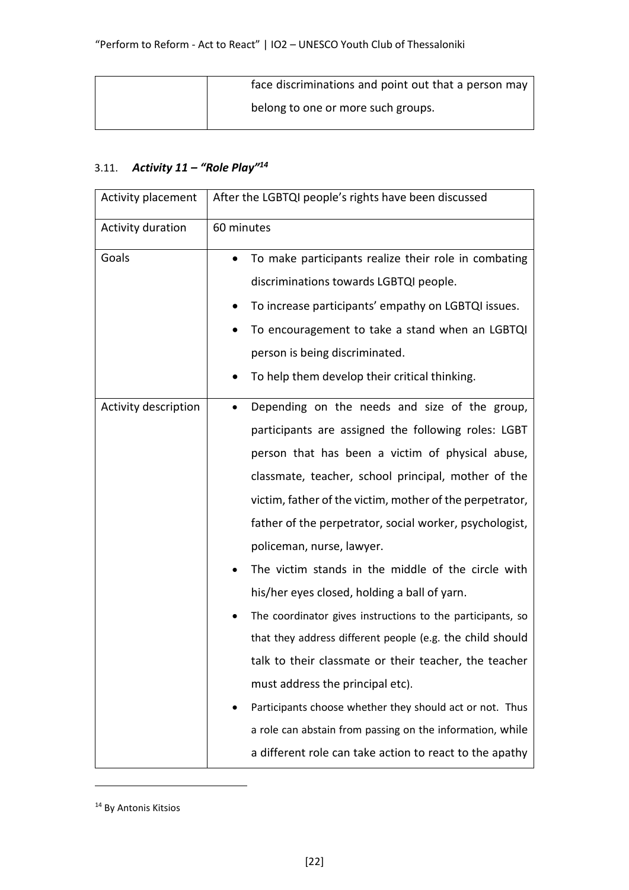| | |
|---|---|
| | face discriminations and point out that a person may belong to one or more such groups. |

### 3.11. *Activity 11 – "Role Play"*[14]

| Activity placement | After the LGBTQI people's rights have been discussed |
|---|---|
| Activity duration | 60 minutes |
| Goals | • To make participants realize their role in combating discriminations towards LGBTQI people.<br>• To increase participants' empathy on LGBTQI issues.<br>• To encouragement to take a stand when an LGBTQI person is being discriminated.<br>• To help them develop their critical thinking. |
| Activity description | • Depending on the needs and size of the group, participants are assigned the following roles: LGBT person that has been a victim of physical abuse, classmate, teacher, school principal, mother of the victim, father of the victim, mother of the perpetrator, father of the perpetrator, social worker, psychologist, policeman, nurse, lawyer.<br>• The victim stands in the middle of the circle with his/her eyes closed, holding a ball of yarn.<br>• The coordinator gives instructions to the participants, so that they address different people (e.g. the child should talk to their classmate or their teacher, the teacher must address the principal etc).<br>• Participants choose whether they should act or not. Thus a role can abstain from passing on the information, while a different role can take action to react to the apathy |

[14] By Antonis Kitsios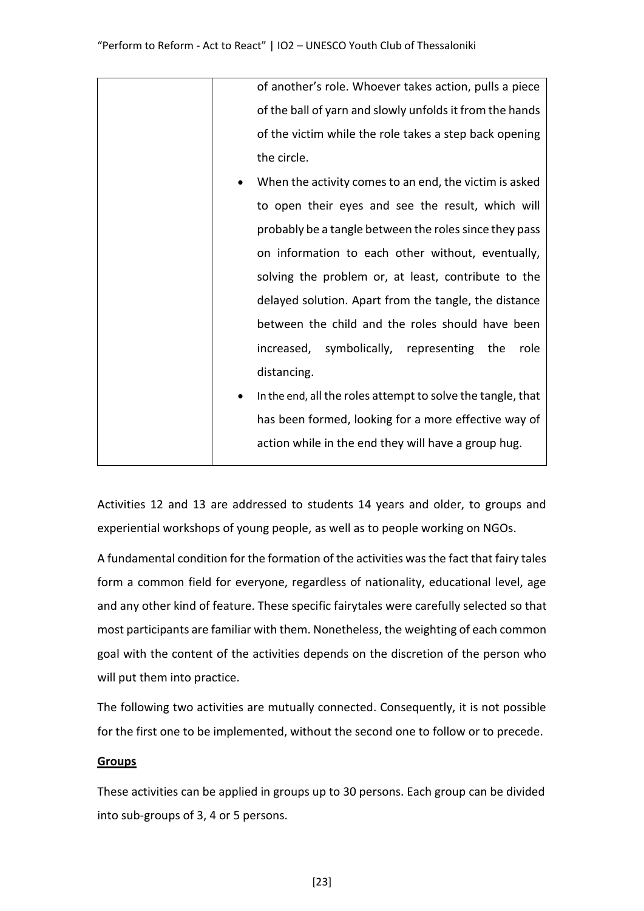| | of another's role. Whoever takes action, pulls a piece of the ball of yarn and slowly unfolds it from the hands of the victim while the role takes a step back opening the circle.<br>• When the activity comes to an end, the victim is asked to open their eyes and see the result, which will probably be a tangle between the roles since they pass on information to each other without, eventually, solving the problem or, at least, contribute to the delayed solution. Apart from the tangle, the distance between the child and the roles should have been increased, symbolically, representing the role distancing.<br>• In the end, all the roles attempt to solve the tangle, that has been formed, looking for a more effective way of action while in the end they will have a group hug. |
|---|---|

Activities 12 and 13 are addressed to students 14 years and older, to groups and experiential workshops of young people, as well as to people working on NGOs.

A fundamental condition for the formation of the activities was the fact that fairy tales form a common field for everyone, regardless of nationality, educational level, age and any other kind of feature. These specific fairytales were carefully selected so that most participants are familiar with them. Nonetheless, the weighting of each common goal with the content of the activities depends on the discretion of the person who will put them into practice.

The following two activities are mutually connected. Consequently, it is not possible for the first one to be implemented, without the second one to follow or to precede.

**Groups**

These activities can be applied in groups up to 30 persons. Each group can be divided into sub-groups of 3, 4 or 5 persons.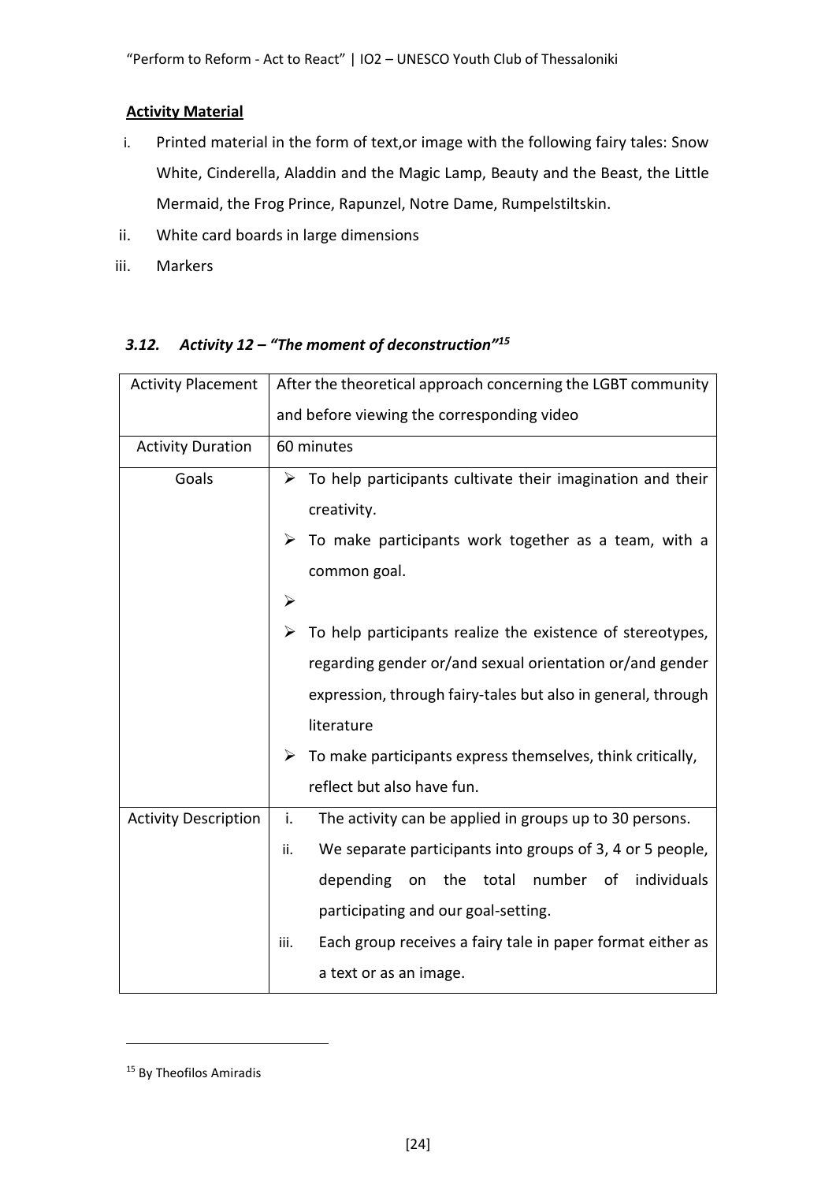**Activity Material**

i. Printed material in the form of text,or image with the following fairy tales: Snow White, Cinderella, Aladdin and the Magic Lamp, Beauty and the Beast, the Little Mermaid, the Frog Prince, Rapunzel, Notre Dame, Rumpelstiltskin.
ii. White card boards in large dimensions
iii. Markers

### *3.12. Activity 12 – "The moment of deconstruction"*[15]

| Activity Placement | After the theoretical approach concerning the LGBT community and before viewing the corresponding video |
|---|---|
| Activity Duration | 60 minutes |
| Goals | ➢ To help participants cultivate their imagination and their creativity.<br>➢ To make participants work together as a team, with a common goal.<br>➢<br>➢ To help participants realize the existence of stereotypes, regarding gender or/and sexual orientation or/and gender expression, through fairy-tales but also in general, through literature<br>➢ To make participants express themselves, think critically, reflect but also have fun. |
| Activity Description | i. The activity can be applied in groups up to 30 persons.<br>ii. We separate participants into groups of 3, 4 or 5 people, depending on the total number of individuals participating and our goal-setting.<br>iii. Each group receives a fairy tale in paper format either as a text or as an image. |

[15] By Theofilos Amiradis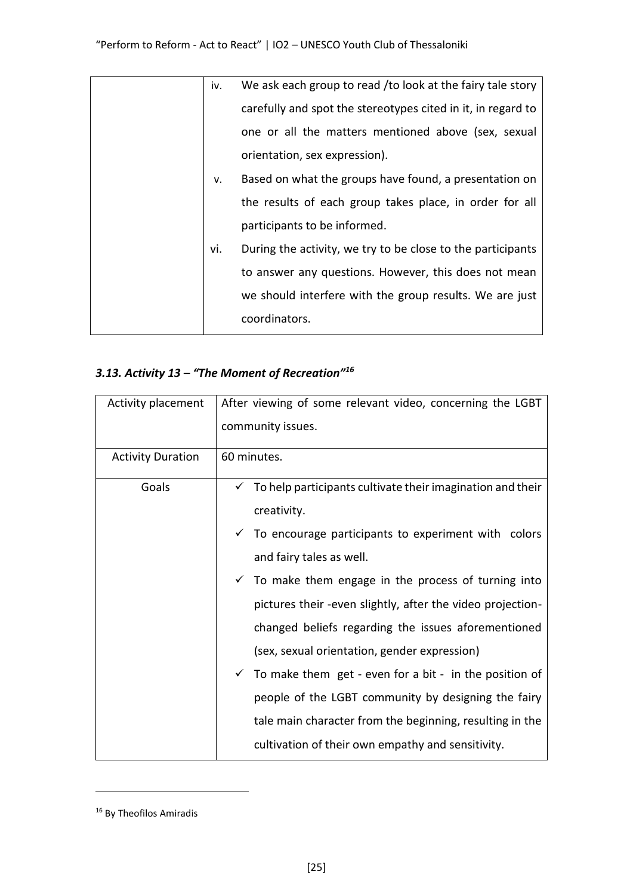| | |
|---|---|
| | iv. We ask each group to read /to look at the fairy tale story carefully and spot the stereotypes cited in it, in regard to one or all the matters mentioned above (sex, sexual orientation, sex expression).<br>v. Based on what the groups have found, a presentation on the results of each group takes place, in order for all participants to be informed.<br>vi. During the activity, we try to be close to the participants to answer any questions. However, this does not mean we should interfere with the group results. We are just coordinators. |

### *3.13. Activity 13 – "The Moment of Recreation"*[16]

| Activity placement | After viewing of some relevant video, concerning the LGBT community issues. |
|---|---|
| Activity Duration | 60 minutes. |
| Goals | ✓ To help participants cultivate their imagination and their creativity.<br>✓ To encourage participants to experiment with colors and fairy tales as well.<br>✓ To make them engage in the process of turning into pictures their -even slightly, after the video projection- changed beliefs regarding the issues aforementioned (sex, sexual orientation, gender expression)<br>✓ To make them get - even for a bit - in the position of people of the LGBT community by designing the fairy tale main character from the beginning, resulting in the cultivation of their own empathy and sensitivity. |

[16] By Theofilos Amiradis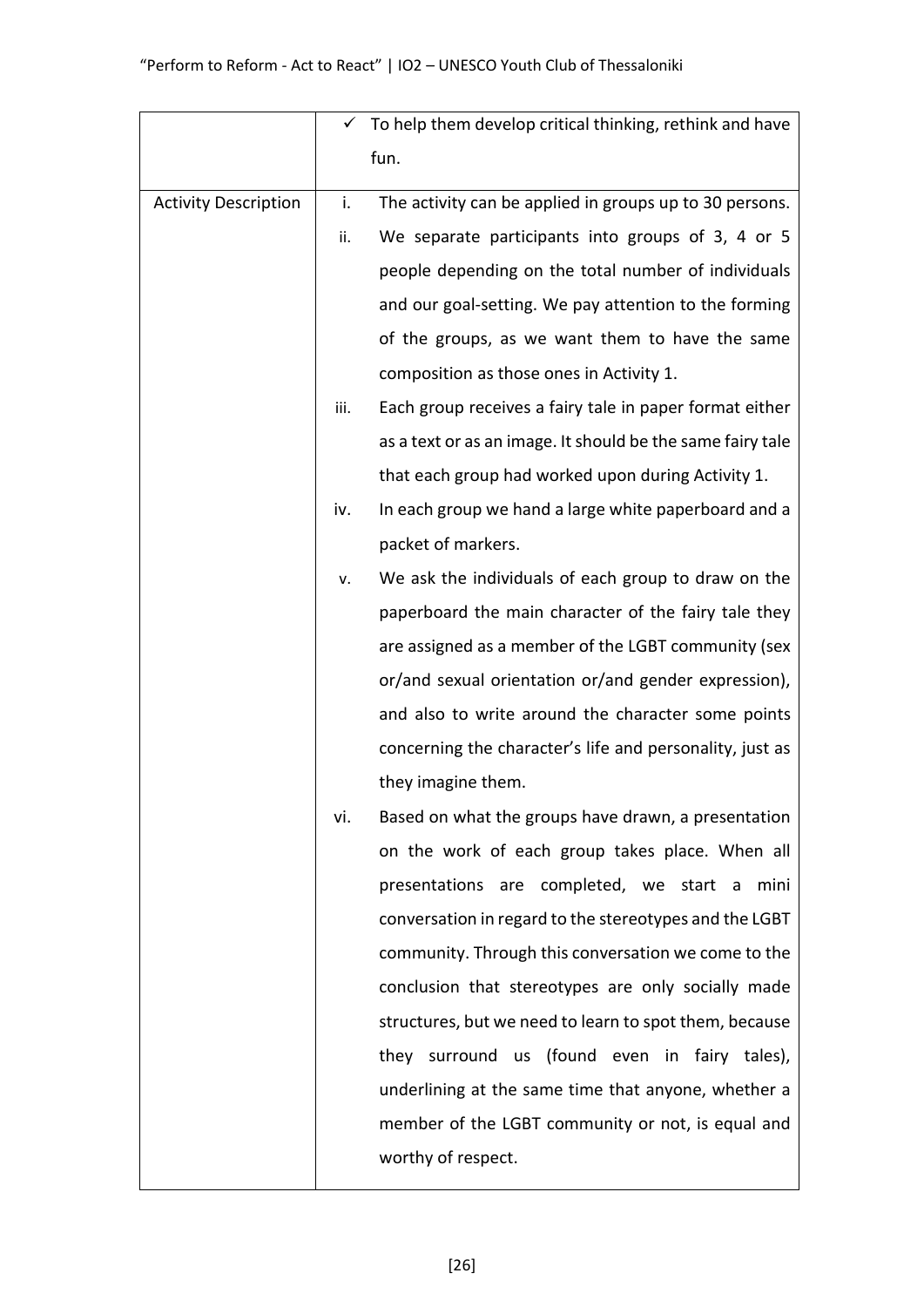|  |  |
| --- | --- |
|  | ✓ To help them develop critical thinking, rethink and have fun. |
| Activity Description | i. The activity can be applied in groups up to 30 persons.<br>ii. We separate participants into groups of 3, 4 or 5 people depending on the total number of individuals and our goal-setting. We pay attention to the forming of the groups, as we want them to have the same composition as those ones in Activity 1.<br>iii. Each group receives a fairy tale in paper format either as a text or as an image. It should be the same fairy tale that each group had worked upon during Activity 1.<br>iv. In each group we hand a large white paperboard and a packet of markers.<br>v. We ask the individuals of each group to draw on the paperboard the main character of the fairy tale they are assigned as a member of the LGBT community (sex or/and sexual orientation or/and gender expression), and also to write around the character some points concerning the character's life and personality, just as they imagine them.<br>vi. Based on what the groups have drawn, a presentation on the work of each group takes place. When all presentations are completed, we start a mini conversation in regard to the stereotypes and the LGBT community. Through this conversation we come to the conclusion that stereotypes are only socially made structures, but we need to learn to spot them, because they surround us (found even in fairy tales), underlining at the same time that anyone, whether a member of the LGBT community or not, is equal and worthy of respect. |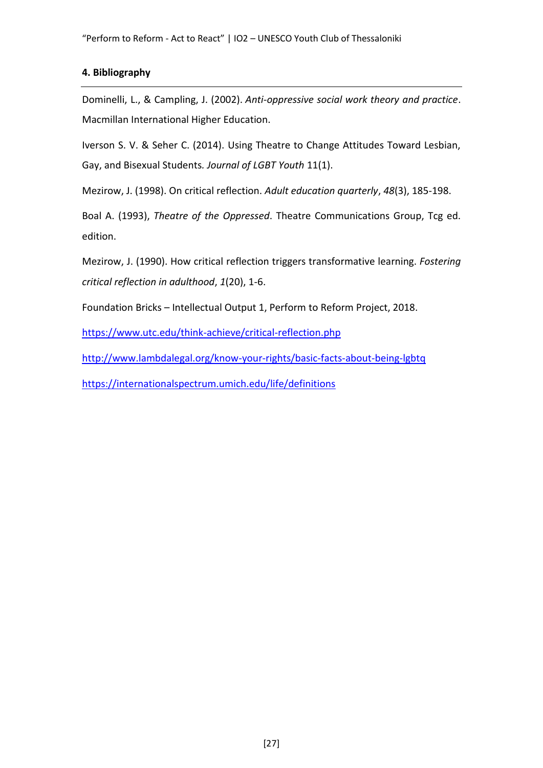## 4. Bibliography

Dominelli, L., & Campling, J. (2002). *Anti-oppressive social work theory and practice*. Macmillan International Higher Education.

Iverson S. V. & Seher C. (2014). Using Theatre to Change Attitudes Toward Lesbian, Gay, and Bisexual Students*. Journal of LGBT Youth* 11(1).

Mezirow, J. (1998). On critical reflection. *Adult education quarterly*, *48*(3), 185-198.

Boal A. (1993), *Theatre of the Oppressed*. Theatre Communications Group, Tcg ed. edition.

Mezirow, J. (1990). How critical reflection triggers transformative learning. *Fostering critical reflection in adulthood*, *1*(20), 1-6.

Foundation Bricks – Intellectual Output 1, Perform to Reform Project, 2018.

https://www.utc.edu/think-achieve/critical-reflection.php

http://www.lambdalegal.org/know-your-rights/basic-facts-about-being-lgbtq

https://internationalspectrum.umich.edu/life/definitions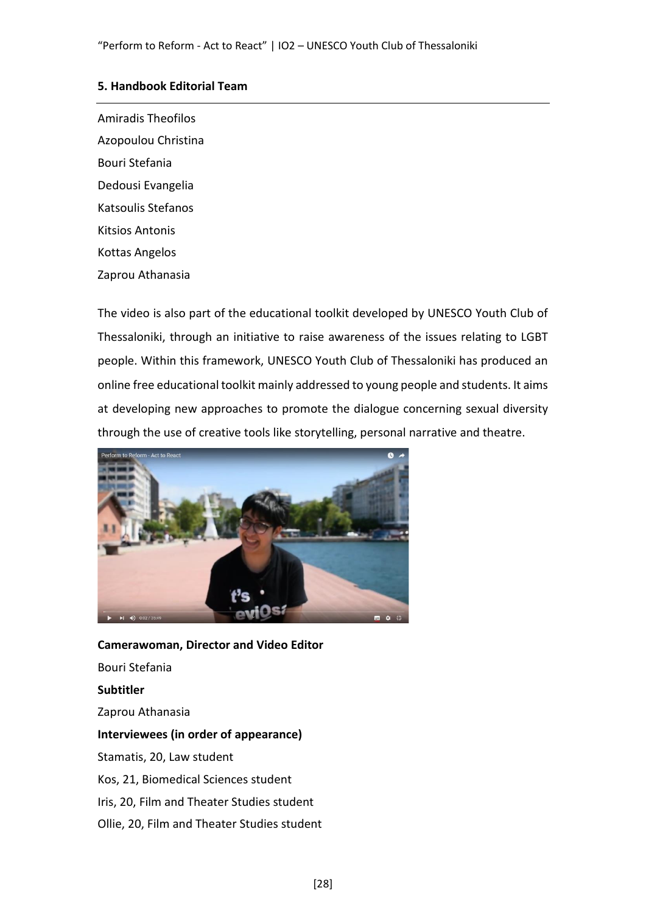## 5. Handbook Editorial Team

Amiradis Theofilos
Azopoulou Christina
Bouri Stefania
Dedousi Evangelia
Katsoulis Stefanos
Kitsios Antonis
Kottas Angelos
Zaprou Athanasia

The video is also part of the educational toolkit developed by UNESCO Youth Club of Thessaloniki, through an initiative to raise awareness of the issues relating to LGBT people. Within this framework, UNESCO Youth Club of Thessaloniki has produced an online free educational toolkit mainly addressed to young people and students. It aims at developing new approaches to promote the dialogue concerning sexual diversity through the use of creative tools like storytelling, personal narrative and theatre.

**Camerawoman, Director and Video Editor**
Bouri Stefania

**Subtitler**
Zaprou Athanasia

**Interviewees (in order of appearance)**
Stamatis, 20, Law student
Kos, 21, Biomedical Sciences student
Iris, 20, Film and Theater Studies student
Ollie, 20, Film and Theater Studies student